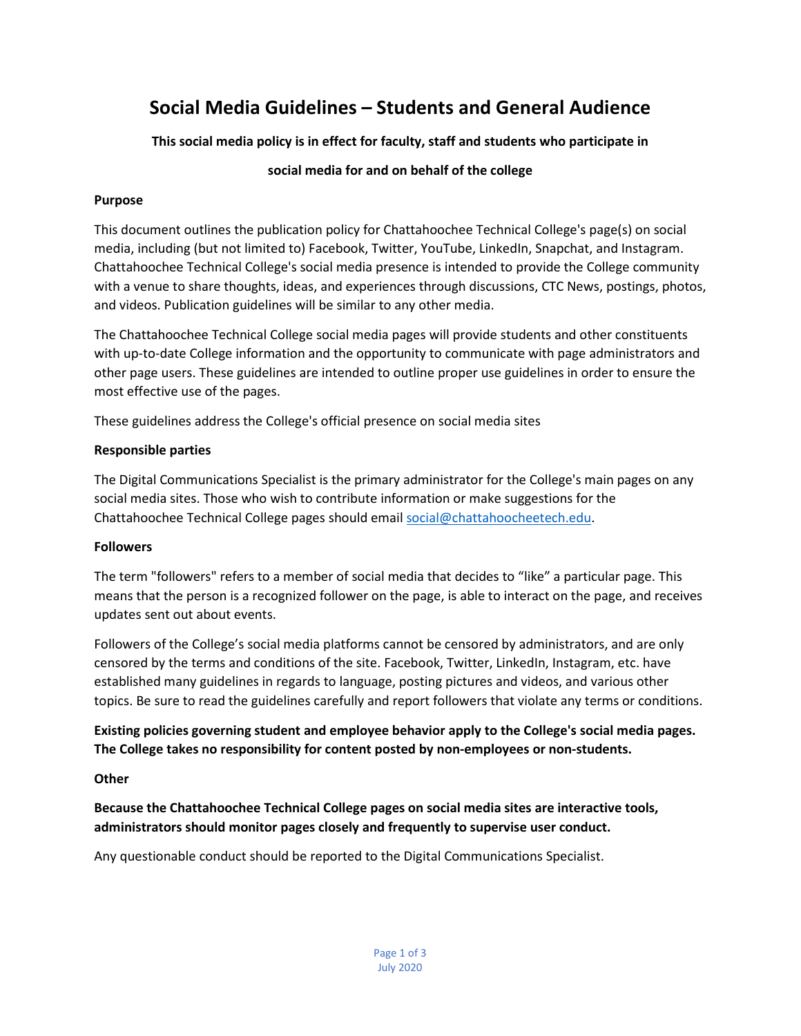# Social Media Guidelines – Students and General Audience

**This social media policy is in effect for faculty, staff and students who participate in social media for and on behalf of the college**

**Purpose**

This document outlines the publication policy for Chattahoochee Technical College's page(s) on social media, including (but not limited to) Facebook, Twitter, YouTube, LinkedIn, Snapchat, and Instagram. Chattahoochee Technical College's social media presence is intended to provide the College community with a venue to share thoughts, ideas, and experiences through discussions, CTC News, postings, photos, and videos. Publication guidelines will be similar to any other media.

The Chattahoochee Technical College social media pages will provide students and other constituents with up-to-date College information and the opportunity to communicate with page administrators and other page users. These guidelines are intended to outline proper use guidelines in order to ensure the most effective use of the pages.

These guidelines address the College's official presence on social media sites

**Responsible parties**

The Digital Communications Specialist is the primary administrator for the College's main pages on any social media sites. Those who wish to contribute information or make suggestions for the Chattahoochee Technical College pages should email social@chattahoocheetech.edu.

**Followers**

The term "followers" refers to a member of social media that decides to "like" a particular page. This means that the person is a recognized follower on the page, is able to interact on the page, and receives updates sent out about events.

Followers of the College's social media platforms cannot be censored by administrators, and are only censored by the terms and conditions of the site. Facebook, Twitter, LinkedIn, Instagram, etc. have established many guidelines in regards to language, posting pictures and videos, and various other topics. Be sure to read the guidelines carefully and report followers that violate any terms or conditions.

**Existing policies governing student and employee behavior apply to the College's social media pages. The College takes no responsibility for content posted by non-employees or non-students.**

**Other**

**Because the Chattahoochee Technical College pages on social media sites are interactive tools, administrators should monitor pages closely and frequently to supervise user conduct.**

Any questionable conduct should be reported to the Digital Communications Specialist.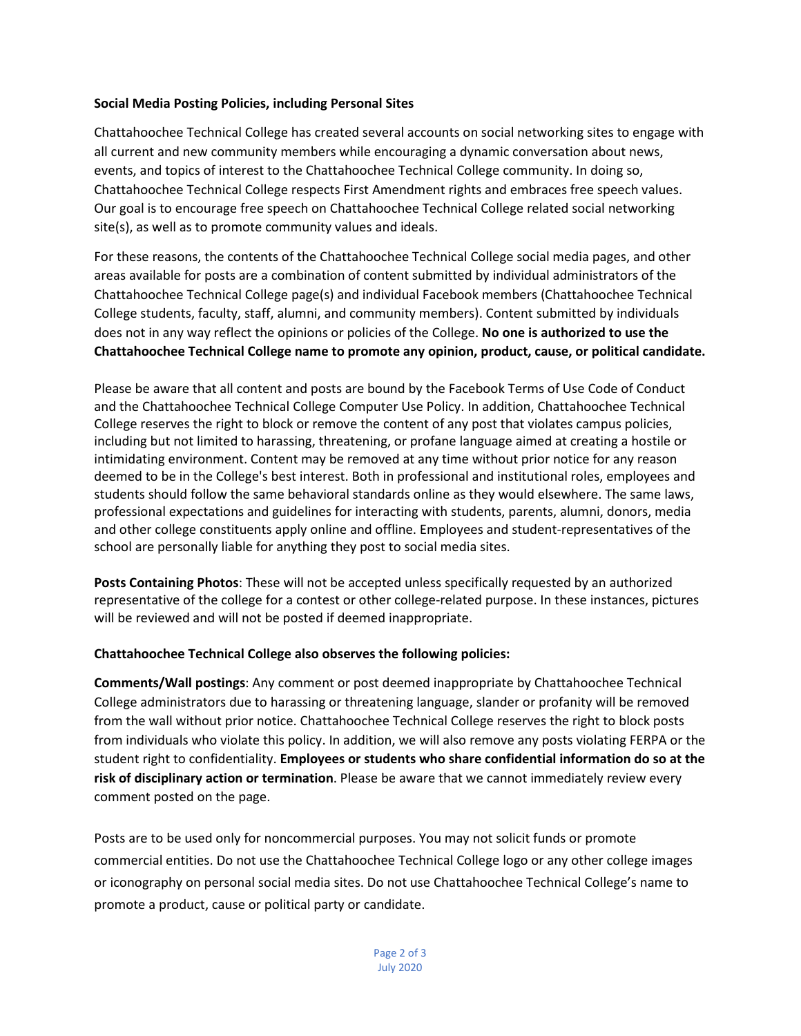**Social Media Posting Policies, including Personal Sites**

Chattahoochee Technical College has created several accounts on social networking sites to engage with all current and new community members while encouraging a dynamic conversation about news, events, and topics of interest to the Chattahoochee Technical College community. In doing so, Chattahoochee Technical College respects First Amendment rights and embraces free speech values. Our goal is to encourage free speech on Chattahoochee Technical College related social networking site(s), as well as to promote community values and ideals.

For these reasons, the contents of the Chattahoochee Technical College social media pages, and other areas available for posts are a combination of content submitted by individual administrators of the Chattahoochee Technical College page(s) and individual Facebook members (Chattahoochee Technical College students, faculty, staff, alumni, and community members). Content submitted by individuals does not in any way reflect the opinions or policies of the College. **No one is authorized to use the Chattahoochee Technical College name to promote any opinion, product, cause, or political candidate.**

Please be aware that all content and posts are bound by the Facebook Terms of Use Code of Conduct and the Chattahoochee Technical College Computer Use Policy. In addition, Chattahoochee Technical College reserves the right to block or remove the content of any post that violates campus policies, including but not limited to harassing, threatening, or profane language aimed at creating a hostile or intimidating environment. Content may be removed at any time without prior notice for any reason deemed to be in the College's best interest. Both in professional and institutional roles, employees and students should follow the same behavioral standards online as they would elsewhere. The same laws, professional expectations and guidelines for interacting with students, parents, alumni, donors, media and other college constituents apply online and offline. Employees and student-representatives of the school are personally liable for anything they post to social media sites.

**Posts Containing Photos**: These will not be accepted unless specifically requested by an authorized representative of the college for a contest or other college-related purpose. In these instances, pictures will be reviewed and will not be posted if deemed inappropriate.

**Chattahoochee Technical College also observes the following policies:**

**Comments/Wall postings**: Any comment or post deemed inappropriate by Chattahoochee Technical College administrators due to harassing or threatening language, slander or profanity will be removed from the wall without prior notice. Chattahoochee Technical College reserves the right to block posts from individuals who violate this policy. In addition, we will also remove any posts violating FERPA or the student right to confidentiality. **Employees or students who share confidential information do so at the risk of disciplinary action or termination**. Please be aware that we cannot immediately review every comment posted on the page.

Posts are to be used only for noncommercial purposes. You may not solicit funds or promote commercial entities. Do not use the Chattahoochee Technical College logo or any other college images or iconography on personal social media sites. Do not use Chattahoochee Technical College's name to promote a product, cause or political party or candidate.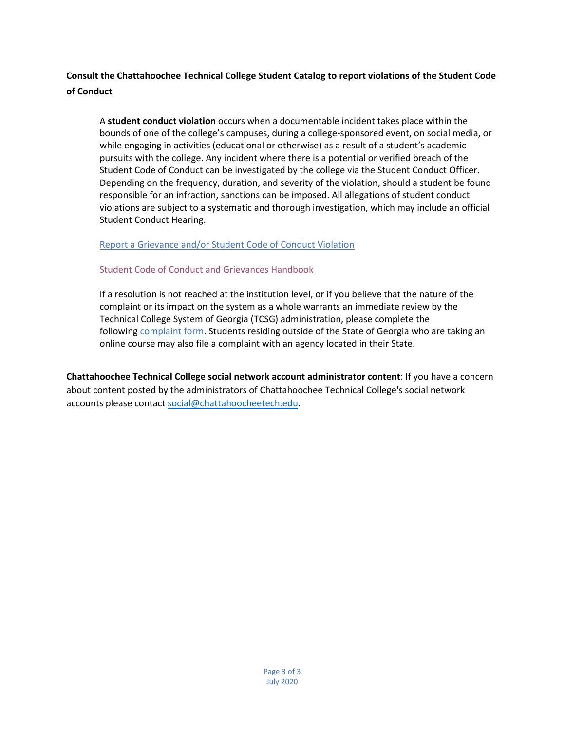**Consult the Chattahoochee Technical College Student Catalog to report violations of the Student Code of Conduct**

> A **student conduct violation** occurs when a documentable incident takes place within the bounds of one of the college's campuses, during a college-sponsored event, on social media, or while engaging in activities (educational or otherwise) as a result of a student's academic pursuits with the college. Any incident where there is a potential or verified breach of the Student Code of Conduct can be investigated by the college via the Student Conduct Officer. Depending on the frequency, duration, and severity of the violation, should a student be found responsible for an infraction, sanctions can be imposed. All allegations of student conduct violations are subject to a systematic and thorough investigation, which may include an official Student Conduct Hearing.
>
> Report a Grievance and/or Student Code of Conduct Violation
>
> Student Code of Conduct and Grievances Handbook
>
> If a resolution is not reached at the institution level, or if you believe that the nature of the complaint or its impact on the system as a whole warrants an immediate review by the Technical College System of Georgia (TCSG) administration, please complete the following complaint form. Students residing outside of the State of Georgia who are taking an online course may also file a complaint with an agency located in their State.

**Chattahoochee Technical College social network account administrator content**: If you have a concern about content posted by the administrators of Chattahoochee Technical College's social network accounts please contact social@chattahoocheetech.edu.